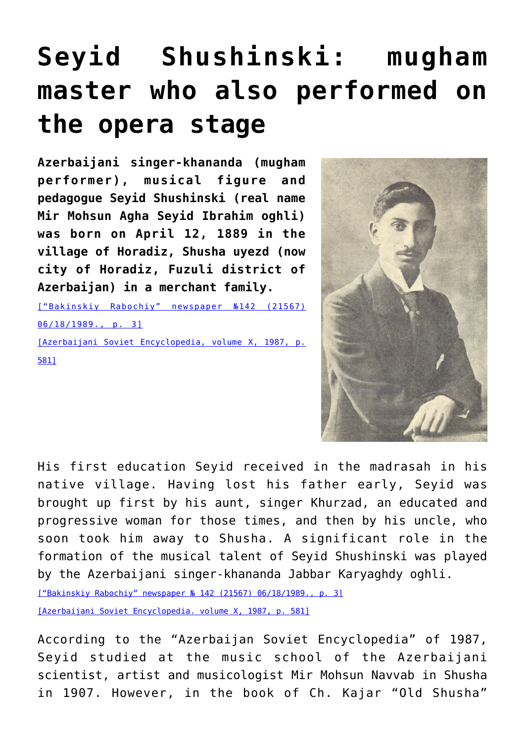# Seyid Shushinski: mugham master who also performed on the opera stage

**Azerbaijani singer-khananda (mugham performer), musical figure and pedagogue Seyid Shushinski (real name Mir Mohsun Agha Seyid Ibrahim oghli) was born on April 12, 1889 in the village of Horadiz, Shusha uyezd (now city of Horadiz, Fuzuli district of Azerbaijan) in a merchant family.**

["Bakinskiy Rabochiy" newspaper №142 (21567) 06/18/1989., p. 3]

[Azerbaijani Soviet Encyclopedia, volume X, 1987, p. 581]

His first education Seyid received in the madrasah in his native village. Having lost his father early, Seyid was brought up first by his aunt, singer Khurzad, an educated and progressive woman for those times, and then by his uncle, who soon took him away to Shusha. A significant role in the formation of the musical talent of Seyid Shushinski was played by the Azerbaijani singer-khananda Jabbar Karyaghdy oghli.

["Bakinskiy Rabochiy" newspaper № 142 (21567) 06/18/1989., p. 3]

[Azerbaijani Soviet Encyclopedia. volume X, 1987, p. 581]

According to the "Azerbaijan Soviet Encyclopedia" of 1987, Seyid studied at the music school of the Azerbaijani scientist, artist and musicologist Mir Mohsun Navvab in Shusha in 1907. However, in the book of Ch. Kajar "Old Shusha"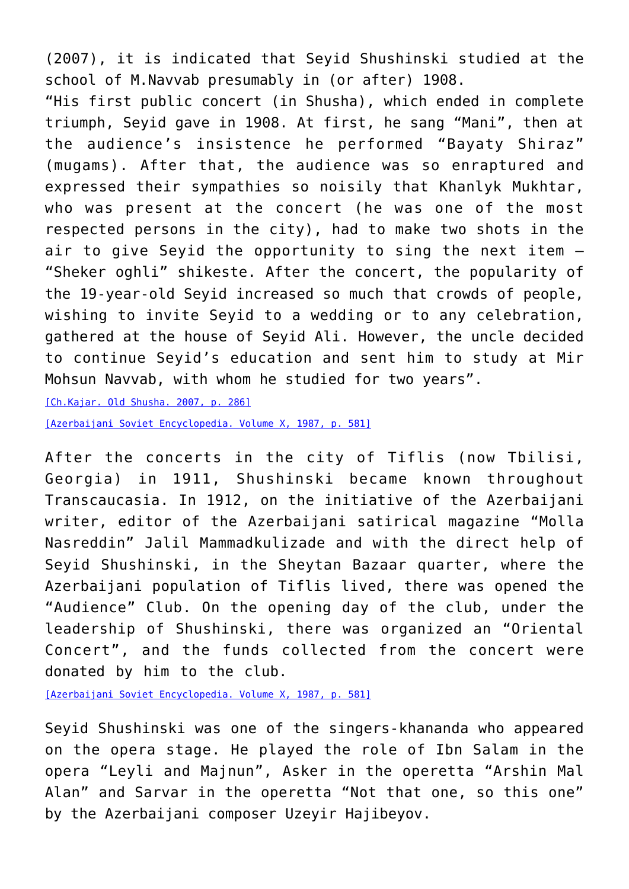(2007), it is indicated that Seyid Shushinski studied at the school of M.Navvab presumably in (or after) 1908.

"His first public concert (in Shusha), which ended in complete triumph, Seyid gave in 1908. At first, he sang "Mani", then at the audience's insistence he performed "Bayaty Shiraz" (mugams). After that, the audience was so enraptured and expressed their sympathies so noisily that Khanlyk Mukhtar, who was present at the concert (he was one of the most respected persons in the city), had to make two shots in the air to give Seyid the opportunity to sing the next item – "Sheker oghli" shikeste. After the concert, the popularity of the 19-year-old Seyid increased so much that crowds of people, wishing to invite Seyid to a wedding or to any celebration, gathered at the house of Seyid Ali. However, the uncle decided to continue Seyid's education and sent him to study at Mir Mohsun Navvab, with whom he studied for two years".

[Ch.Kajar. Old Shusha. 2007, p. 286]

[Azerbaijani Soviet Encyclopedia. Volume X, 1987, p. 581]

After the concerts in the city of Tiflis (now Tbilisi, Georgia) in 1911, Shushinski became known throughout Transcaucasia. In 1912, on the initiative of the Azerbaijani writer, editor of the Azerbaijani satirical magazine "Molla Nasreddin" Jalil Mammadkulizade and with the direct help of Seyid Shushinski, in the Sheytan Bazaar quarter, where the Azerbaijani population of Tiflis lived, there was opened the "Audience" Club. On the opening day of the club, under the leadership of Shushinski, there was organized an "Oriental Concert", and the funds collected from the concert were donated by him to the club.

[Azerbaijani Soviet Encyclopedia. Volume X, 1987, p. 581]

Seyid Shushinski was one of the singers-khananda who appeared on the opera stage. He played the role of Ibn Salam in the opera "Leyli and Majnun", Asker in the operetta "Arshin Mal Alan" and Sarvar in the operetta "Not that one, so this one" by the Azerbaijani composer Uzeyir Hajibeyov.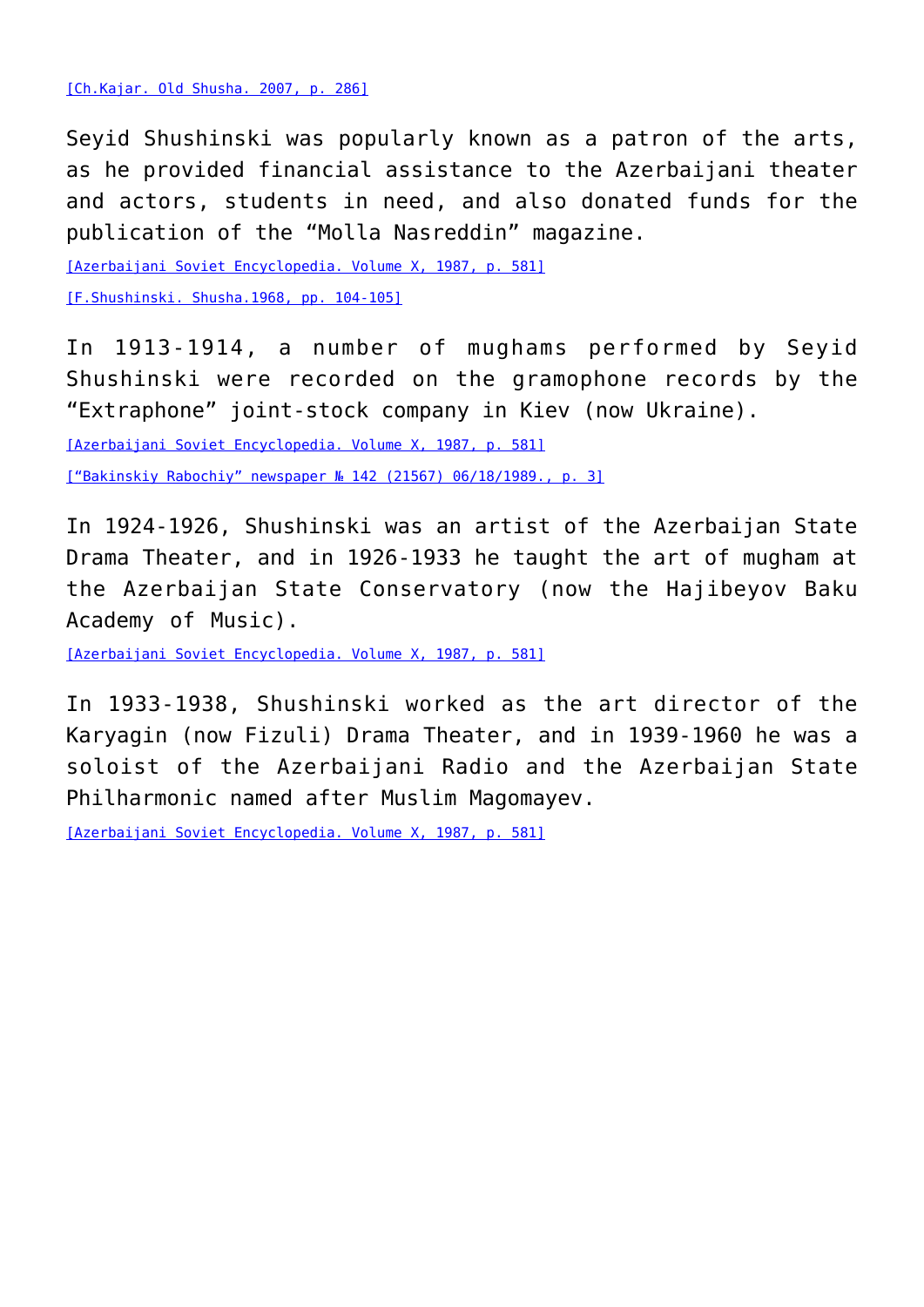[Ch.Kajar. Old Shusha. 2007, p. 286]

Seyid Shushinski was popularly known as a patron of the arts, as he provided financial assistance to the Azerbaijani theater and actors, students in need, and also donated funds for the publication of the “Molla Nasreddin” magazine.

[Azerbaijani Soviet Encyclopedia. Volume X, 1987, p. 581]

[F.Shushinski. Shusha.1968, pp. 104-105]

In 1913-1914, a number of mughams performed by Seyid Shushinski were recorded on the gramophone records by the “Extraphone” joint-stock company in Kiev (now Ukraine).

[Azerbaijani Soviet Encyclopedia. Volume X, 1987, p. 581]

[“Bakinskiy Rabochiy” newspaper № 142 (21567) 06/18/1989., p. 3]

In 1924-1926, Shushinski was an artist of the Azerbaijan State Drama Theater, and in 1926-1933 he taught the art of mugham at the Azerbaijan State Conservatory (now the Hajibeyov Baku Academy of Music).

[Azerbaijani Soviet Encyclopedia. Volume X, 1987, p. 581]

In 1933-1938, Shushinski worked as the art director of the Karyagin (now Fizuli) Drama Theater, and in 1939-1960 he was a soloist of the Azerbaijani Radio and the Azerbaijan State Philharmonic named after Muslim Magomayev.

[Azerbaijani Soviet Encyclopedia. Volume X, 1987, p. 581]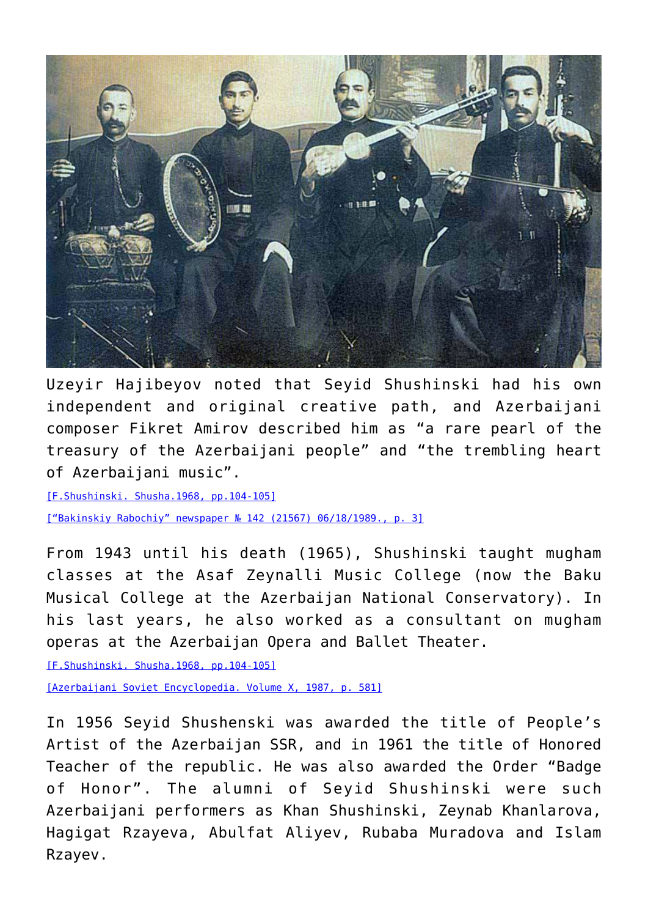Uzeyir Hajibeyov noted that Seyid Shushinski had his own independent and original creative path, and Azerbaijani composer Fikret Amirov described him as “a rare pearl of the treasury of the Azerbaijani people” and “the trembling heart of Azerbaijani music”.

[F.Shushinski. Shusha.1968, pp.104-105]

[“Bakinskiy Rabochiy” newspaper № 142 (21567) 06/18/1989., p. 3]

From 1943 until his death (1965), Shushinski taught mugham classes at the Asaf Zeynalli Music College (now the Baku Musical College at the Azerbaijan National Conservatory). In his last years, he also worked as a consultant on mugham operas at the Azerbaijan Opera and Ballet Theater.

[F.Shushinski. Shusha.1968, pp.104-105]

[Azerbaijani Soviet Encyclopedia. Volume X, 1987, p. 581]

In 1956 Seyid Shushenski was awarded the title of People’s Artist of the Azerbaijan SSR, and in 1961 the title of Honored Teacher of the republic. He was also awarded the Order “Badge of Honor”. The alumni of Seyid Shushinski were such Azerbaijani performers as Khan Shushinski, Zeynab Khanlarova, Hagigat Rzayeva, Abulfat Aliyev, Rubaba Muradova and Islam Rzayev.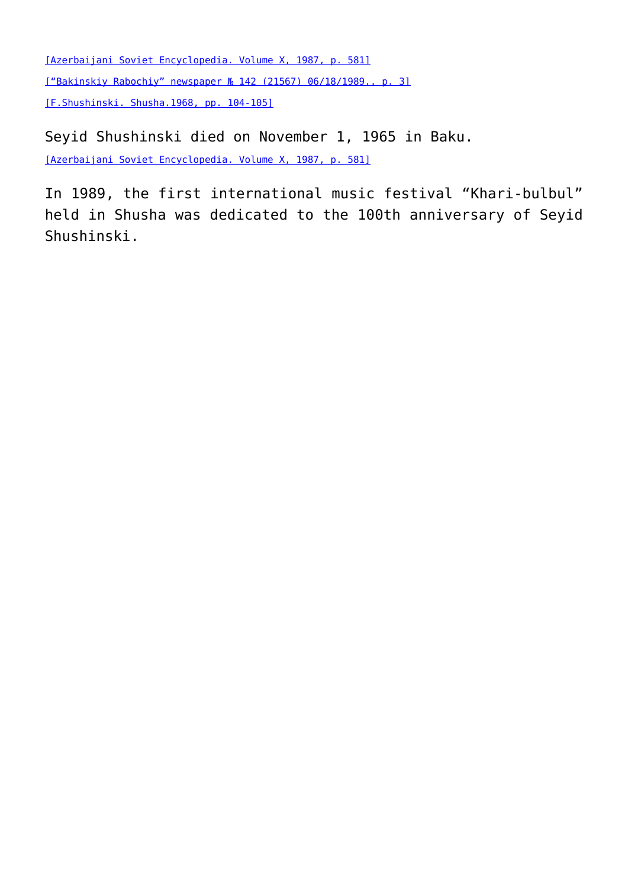[Azerbaijani Soviet Encyclopedia. Volume X, 1987, p. 581]

[“Bakinskiy Rabochiy” newspaper № 142 (21567) 06/18/1989., p. 3]

[F.Shushinski. Shusha.1968, pp. 104-105]

Seyid Shushinski died on November 1, 1965 in Baku.

[Azerbaijani Soviet Encyclopedia. Volume X, 1987, p. 581]

In 1989, the first international music festival “Khari-bulbul” held in Shusha was dedicated to the 100th anniversary of Seyid Shushinski.